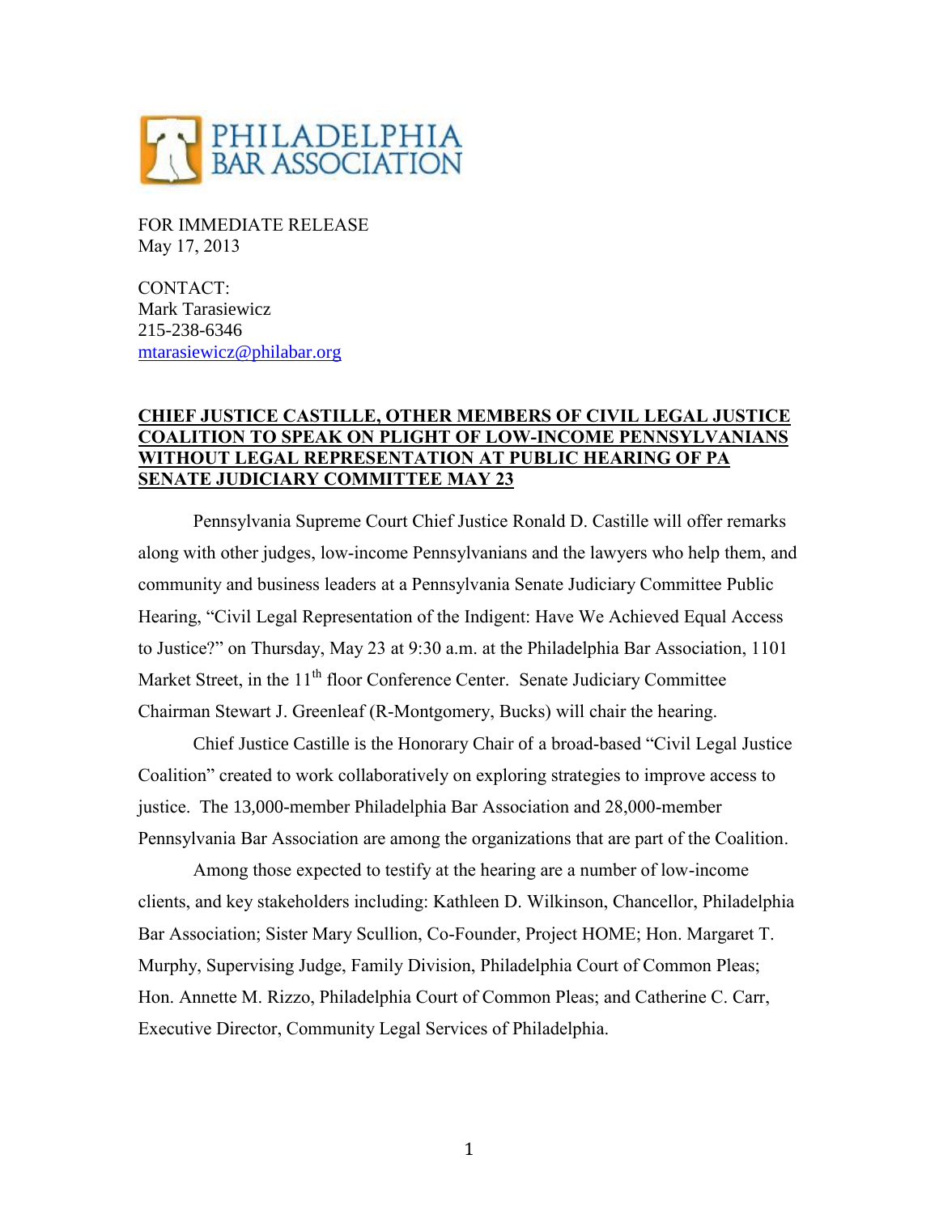PHILADELPHIA BAR ASSOCIATION

FOR IMMEDIATE RELEASE
May 17, 2013

CONTACT:
Mark Tarasiewicz
215-238-6346
mtarasiewicz@philabar.org

**CHIEF JUSTICE CASTILLE, OTHER MEMBERS OF CIVIL LEGAL JUSTICE COALITION TO SPEAK ON PLIGHT OF LOW-INCOME PENNSYLVANIANS WITHOUT LEGAL REPRESENTATION AT PUBLIC HEARING OF PA SENATE JUDICIARY COMMITTEE MAY 23**

Pennsylvania Supreme Court Chief Justice Ronald D. Castille will offer remarks along with other judges, low-income Pennsylvanians and the lawyers who help them, and community and business leaders at a Pennsylvania Senate Judiciary Committee Public Hearing, "Civil Legal Representation of the Indigent: Have We Achieved Equal Access to Justice?" on Thursday, May 23 at 9:30 a.m. at the Philadelphia Bar Association, 1101 Market Street, in the 11th floor Conference Center. Senate Judiciary Committee Chairman Stewart J. Greenleaf (R-Montgomery, Bucks) will chair the hearing.

Chief Justice Castille is the Honorary Chair of a broad-based "Civil Legal Justice Coalition" created to work collaboratively on exploring strategies to improve access to justice. The 13,000-member Philadelphia Bar Association and 28,000-member Pennsylvania Bar Association are among the organizations that are part of the Coalition.

Among those expected to testify at the hearing are a number of low-income clients, and key stakeholders including: Kathleen D. Wilkinson, Chancellor, Philadelphia Bar Association; Sister Mary Scullion, Co-Founder, Project HOME; Hon. Margaret T. Murphy, Supervising Judge, Family Division, Philadelphia Court of Common Pleas; Hon. Annette M. Rizzo, Philadelphia Court of Common Pleas; and Catherine C. Carr, Executive Director, Community Legal Services of Philadelphia.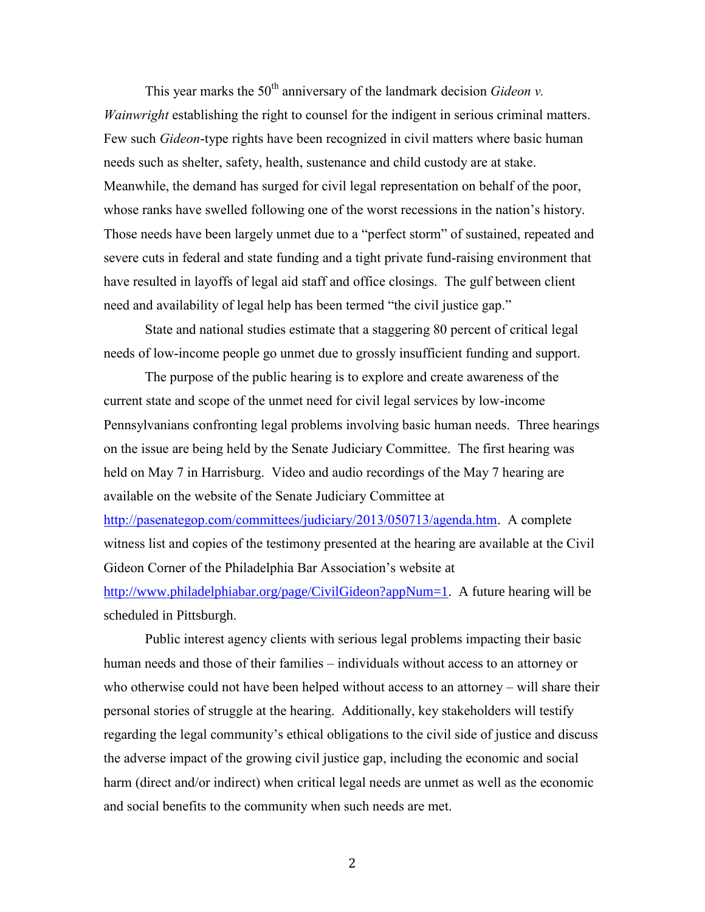This year marks the 50th anniversary of the landmark decision *Gideon v. Wainwright* establishing the right to counsel for the indigent in serious criminal matters. Few such *Gideon*-type rights have been recognized in civil matters where basic human needs such as shelter, safety, health, sustenance and child custody are at stake. Meanwhile, the demand has surged for civil legal representation on behalf of the poor, whose ranks have swelled following one of the worst recessions in the nation's history. Those needs have been largely unmet due to a "perfect storm" of sustained, repeated and severe cuts in federal and state funding and a tight private fund-raising environment that have resulted in layoffs of legal aid staff and office closings. The gulf between client need and availability of legal help has been termed "the civil justice gap."

State and national studies estimate that a staggering 80 percent of critical legal needs of low-income people go unmet due to grossly insufficient funding and support.

The purpose of the public hearing is to explore and create awareness of the current state and scope of the unmet need for civil legal services by low-income Pennsylvanians confronting legal problems involving basic human needs. Three hearings on the issue are being held by the Senate Judiciary Committee. The first hearing was held on May 7 in Harrisburg. Video and audio recordings of the May 7 hearing are available on the website of the Senate Judiciary Committee at http://pasenategop.com/committees/judiciary/2013/050713/agenda.htm. A complete witness list and copies of the testimony presented at the hearing are available at the Civil Gideon Corner of the Philadelphia Bar Association's website at http://www.philadelphiabar.org/page/CivilGideon?appNum=1. A future hearing will be scheduled in Pittsburgh.

Public interest agency clients with serious legal problems impacting their basic human needs and those of their families – individuals without access to an attorney or who otherwise could not have been helped without access to an attorney – will share their personal stories of struggle at the hearing. Additionally, key stakeholders will testify regarding the legal community's ethical obligations to the civil side of justice and discuss the adverse impact of the growing civil justice gap, including the economic and social harm (direct and/or indirect) when critical legal needs are unmet as well as the economic and social benefits to the community when such needs are met.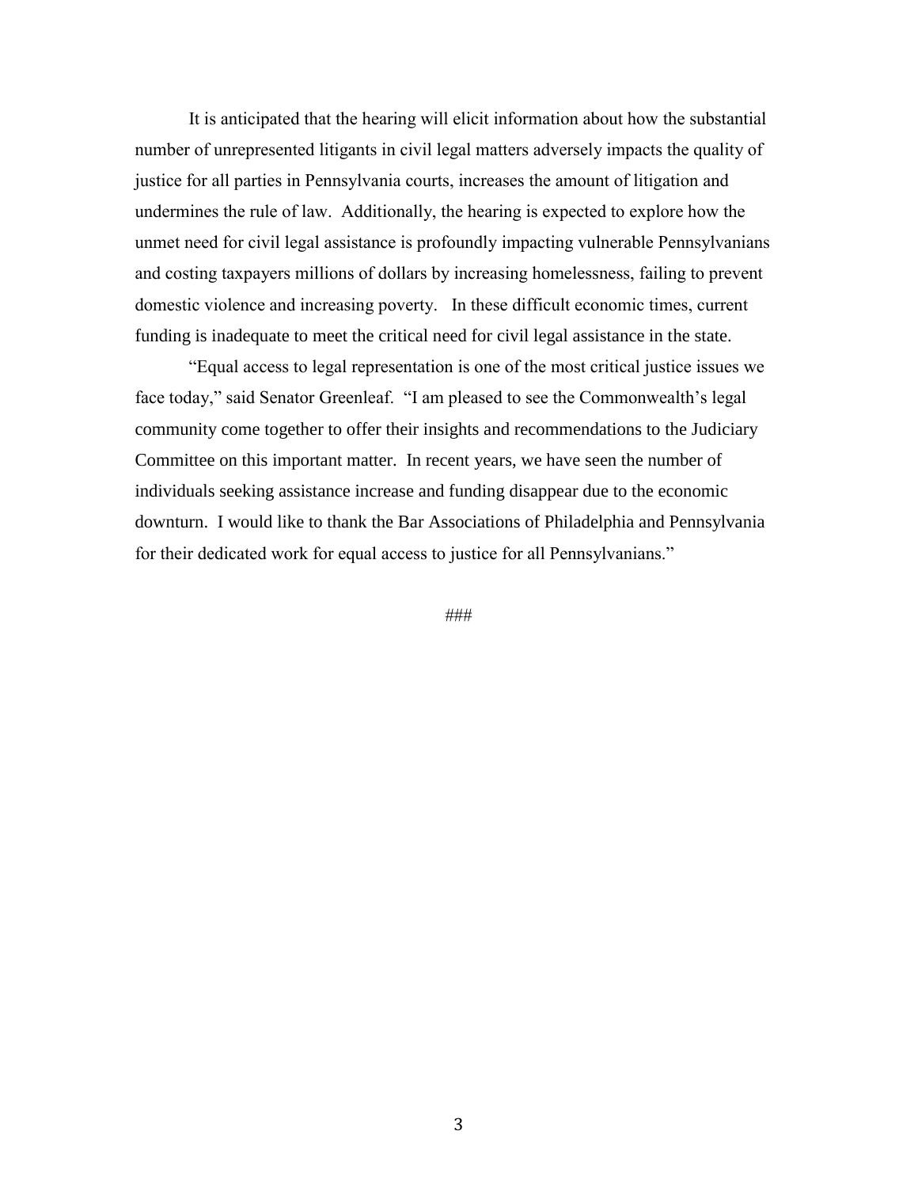It is anticipated that the hearing will elicit information about how the substantial number of unrepresented litigants in civil legal matters adversely impacts the quality of justice for all parties in Pennsylvania courts, increases the amount of litigation and undermines the rule of law. Additionally, the hearing is expected to explore how the unmet need for civil legal assistance is profoundly impacting vulnerable Pennsylvanians and costing taxpayers millions of dollars by increasing homelessness, failing to prevent domestic violence and increasing poverty. In these difficult economic times, current funding is inadequate to meet the critical need for civil legal assistance in the state.

"Equal access to legal representation is one of the most critical justice issues we face today," said Senator Greenleaf. "I am pleased to see the Commonwealth's legal community come together to offer their insights and recommendations to the Judiciary Committee on this important matter. In recent years, we have seen the number of individuals seeking assistance increase and funding disappear due to the economic downturn. I would like to thank the Bar Associations of Philadelphia and Pennsylvania for their dedicated work for equal access to justice for all Pennsylvanians."

###